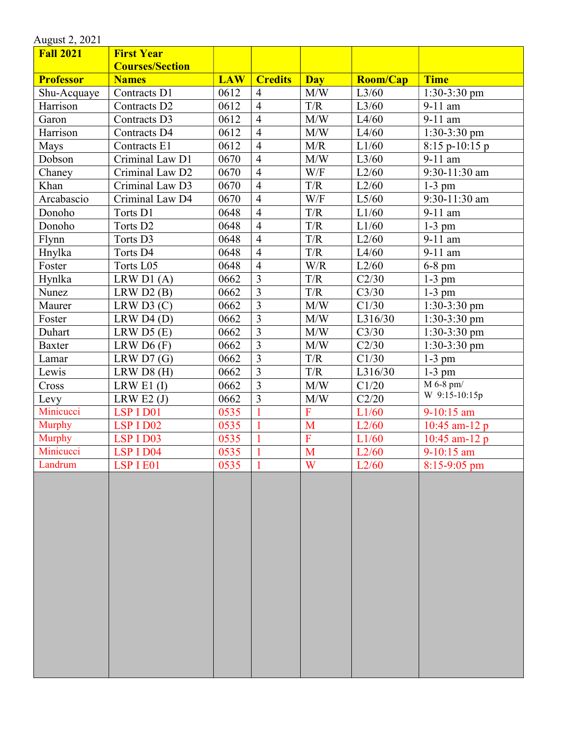August 2, 2021

| Fall 2021 | First Year Courses/Section | | | | | |
|---|---|---|---|---|---|---|
| **Professor** | **Names** | **LAW** | **Credits** | **Day** | **Room/Cap** | **Time** |
| Shu-Acquaye | Contracts D1 | 0612 | 4 | M/W | L3/60 | 1:30-3:30 pm |
| Harrison | Contracts D2 | 0612 | 4 | T/R | L3/60 | 9-11 am |
| Garon | Contracts D3 | 0612 | 4 | M/W | L4/60 | 9-11 am |
| Harrison | Contracts D4 | 0612 | 4 | M/W | L4/60 | 1:30-3:30 pm |
| Mays | Contracts E1 | 0612 | 4 | M/R | L1/60 | 8:15 p-10:15 p |
| Dobson | Criminal Law D1 | 0670 | 4 | M/W | L3/60 | 9-11 am |
| Chaney | Criminal Law D2 | 0670 | 4 | W/F | L2/60 | 9:30-11:30 am |
| Khan | Criminal Law D3 | 0670 | 4 | T/R | L2/60 | 1-3 pm |
| Arcabascio | Criminal Law D4 | 0670 | 4 | W/F | L5/60 | 9:30-11:30 am |
| Donoho | Torts D1 | 0648 | 4 | T/R | L1/60 | 9-11 am |
| Donoho | Torts D2 | 0648 | 4 | T/R | L1/60 | 1-3 pm |
| Flynn | Torts D3 | 0648 | 4 | T/R | L2/60 | 9-11 am |
| Hnylka | Torts D4 | 0648 | 4 | T/R | L4/60 | 9-11 am |
| Foster | Torts L05 | 0648 | 4 | W/R | L2/60 | 6-8 pm |
| Hynlka | LRW D1 (A) | 0662 | 3 | T/R | C2/30 | 1-3 pm |
| Nunez | LRW D2 (B) | 0662 | 3 | T/R | C3/30 | 1-3 pm |
| Maurer | LRW D3 (C) | 0662 | 3 | M/W | C1/30 | 1:30-3:30 pm |
| Foster | LRW D4 (D) | 0662 | 3 | M/W | L316/30 | 1:30-3:30 pm |
| Duhart | LRW D5 (E) | 0662 | 3 | M/W | C3/30 | 1:30-3:30 pm |
| Baxter | LRW D6 (F) | 0662 | 3 | M/W | C2/30 | 1:30-3:30 pm |
| Lamar | LRW D7 (G) | 0662 | 3 | T/R | C1/30 | 1-3 pm |
| Lewis | LRW D8 (H) | 0662 | 3 | T/R | L316/30 | 1-3 pm |
| Cross | LRW E1 (I) | 0662 | 3 | M/W | C1/20 | M 6-8 pm/ W 9:15-10:15p |
| Levy | LRW E2 (J) | 0662 | 3 | M/W | C2/20 | |
| Minicucci | LSP I D01 | 0535 | 1 | F | L1/60 | 9-10:15 am |
| Murphy | LSP I D02 | 0535 | 1 | M | L2/60 | 10:45 am-12 p |
| Murphy | LSP I D03 | 0535 | 1 | F | L1/60 | 10:45 am-12 p |
| Minicucci | LSP I D04 | 0535 | 1 | M | L2/60 | 9-10:15 am |
| Landrum | LSP I E01 | 0535 | 1 | W | L2/60 | 8:15-9:05 pm |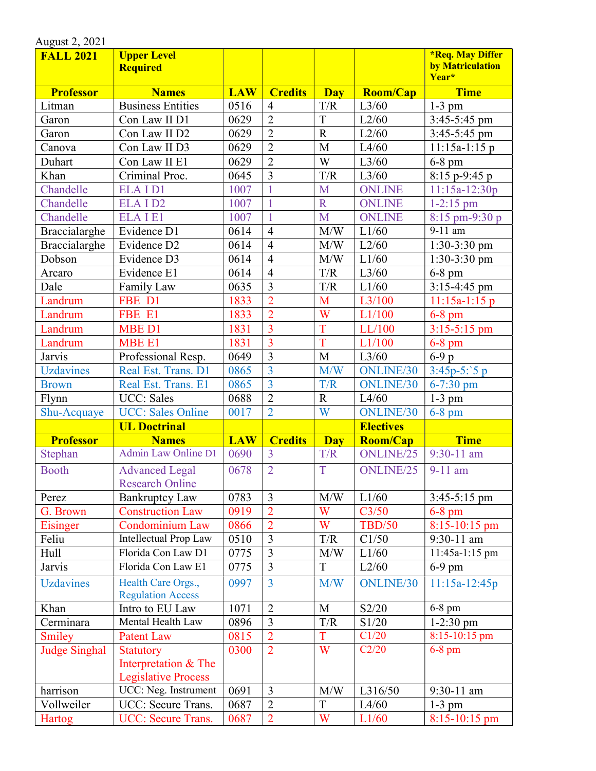August 2, 2021

| FALL 2021 | Upper Level Required | | | | | *Req. May Differ by Matriculation Year* |
|---|---|---|---|---|---|---|
| **Professor** | **Names** | **LAW** | **Credits** | **Day** | **Room/Cap** | **Time** |
| Litman | Business Entities | 0516 | 4 | T/R | L3/60 | 1-3 pm |
| Garon | Con Law II D1 | 0629 | 2 | T | L2/60 | 3:45-5:45 pm |
| Garon | Con Law II D2 | 0629 | 2 | R | L2/60 | 3:45-5:45 pm |
| Canova | Con Law II D3 | 0629 | 2 | M | L4/60 | 11:15a-1:15 p |
| Duhart | Con Law II E1 | 0629 | 2 | W | L3/60 | 6-8 pm |
| Khan | Criminal Proc. | 0645 | 3 | T/R | L3/60 | 8:15 p-9:45 p |
| Chandelle | ELA I D1 | 1007 | 1 | M | ONLINE | 11:15a-12:30p |
| Chandelle | ELA I D2 | 1007 | 1 | R | ONLINE | 1-2:15 pm |
| Chandelle | ELA I E1 | 1007 | 1 | M | ONLINE | 8:15 pm-9:30 p |
| Braccialarghe | Evidence D1 | 0614 | 4 | M/W | L1/60 | 9-11 am |
| Braccialarghe | Evidence D2 | 0614 | 4 | M/W | L2/60 | 1:30-3:30 pm |
| Dobson | Evidence D3 | 0614 | 4 | M/W | L1/60 | 1:30-3:30 pm |
| Arcaro | Evidence E1 | 0614 | 4 | T/R | L3/60 | 6-8 pm |
| Dale | Family Law | 0635 | 3 | T/R | L1/60 | 3:15-4:45 pm |
| Landrum | FBE D1 | 1833 | 2 | M | L3/100 | 11:15a-1:15 p |
| Landrum | FBE E1 | 1833 | 2 | W | L1/100 | 6-8 pm |
| Landrum | MBE D1 | 1831 | 3 | T | LL/100 | 3:15-5:15 pm |
| Landrum | MBE E1 | 1831 | 3 | T | L1/100 | 6-8 pm |
| Jarvis | Professional Resp. | 0649 | 3 | M | L3/60 | 6-9 p |
| Uzdavines | Real Est. Trans. D1 | 0865 | 3 | M/W | ONLINE/30 | 3:45p-5:`5 p |
| Brown | Real Est. Trans. E1 | 0865 | 3 | T/R | ONLINE/30 | 6-7:30 pm |
| Flynn | UCC: Sales | 0688 | 2 | R | L4/60 | 1-3 pm |
| Shu-Acquaye | UCC: Sales Online | 0017 | 2 | W | ONLINE/30 | 6-8 pm |
| | **UL Doctrinal** | | | | **Electives** | |
| **Professor** | **Names** | **LAW** | **Credits** | **Day** | **Room/Cap** | **Time** |
| Stephan | Admin Law Online D1 | 0690 | 3 | T/R | ONLINE/25 | 9:30-11 am |
| Booth | Advanced Legal Research Online | 0678 | 2 | T | ONLINE/25 | 9-11 am |
| Perez | Bankruptcy Law | 0783 | 3 | M/W | L1/60 | 3:45-5:15 pm |
| G. Brown | Construction Law | 0919 | 2 | W | C3/50 | 6-8 pm |
| Eisinger | Condominium Law | 0866 | 2 | W | TBD/50 | 8:15-10:15 pm |
| Feliu | Intellectual Prop Law | 0510 | 3 | T/R | C1/50 | 9:30-11 am |
| Hull | Florida Con Law D1 | 0775 | 3 | M/W | L1/60 | 11:45a-1:15 pm |
| Jarvis | Florida Con Law E1 | 0775 | 3 | T | L2/60 | 6-9 pm |
| Uzdavines | Health Care Orgs., Regulation Access | 0997 | 3 | M/W | ONLINE/30 | 11:15a-12:45p |
| Khan | Intro to EU Law | 1071 | 2 | M | S2/20 | 6-8 pm |
| Cerminara | Mental Health Law | 0896 | 3 | T/R | S1/20 | 1-2:30 pm |
| Smiley | Patent Law | 0815 | 2 | T | C1/20 | 8:15-10:15 pm |
| Judge Singhal | Statutory Interpretation & The Legislative Process | 0300 | 2 | W | C2/20 | 6-8 pm |
| harrison | UCC: Neg. Instrument | 0691 | 3 | M/W | L316/50 | 9:30-11 am |
| Vollweiler | UCC: Secure Trans. | 0687 | 2 | T | L4/60 | 1-3 pm |
| Hartog | UCC: Secure Trans. | 0687 | 2 | W | L1/60 | 8:15-10:15 pm |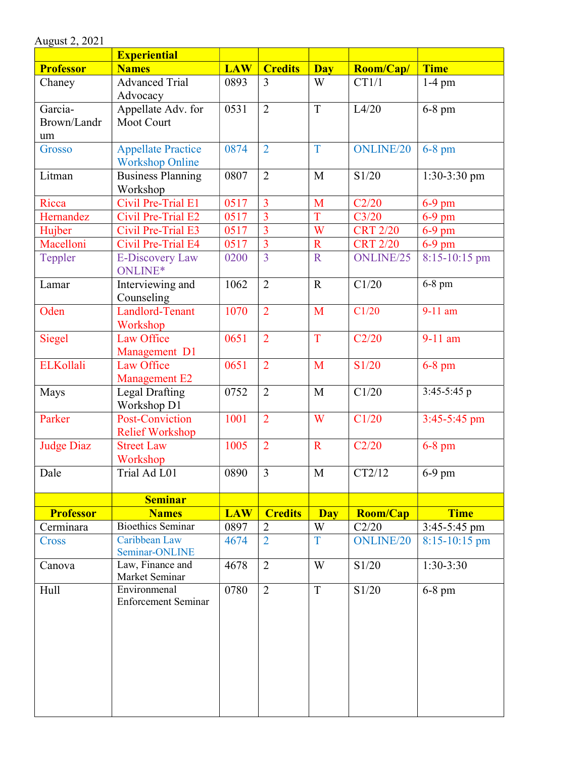August 2, 2021

| Professor | Experiential Names | LAW | Credits | Day | Room/Cap/ | Time |
|---|---|---|---|---|---|---|
| Chaney | Advanced Trial Advocacy | 0893 | 3 | W | CT1/1 | 1-4 pm |
| Garcia-Brown/Landrum | Appellate Adv. for Moot Court | 0531 | 2 | T | L4/20 | 6-8 pm |
| Grosso | Appellate Practice Workshop Online | 0874 | 2 | T | ONLINE/20 | 6-8 pm |
| Litman | Business Planning Workshop | 0807 | 2 | M | S1/20 | 1:30-3:30 pm |
| Ricca | Civil Pre-Trial E1 | 0517 | 3 | M | C2/20 | 6-9 pm |
| Hernandez | Civil Pre-Trial E2 | 0517 | 3 | T | C3/20 | 6-9 pm |
| Hujber | Civil Pre-Trial E3 | 0517 | 3 | W | CRT 2/20 | 6-9 pm |
| Macelloni | Civil Pre-Trial E4 | 0517 | 3 | R | CRT 2/20 | 6-9 pm |
| Teppler | E-Discovery Law ONLINE* | 0200 | 3 | R | ONLINE/25 | 8:15-10:15 pm |
| Lamar | Interviewing and Counseling | 1062 | 2 | R | C1/20 | 6-8 pm |
| Oden | Landlord-Tenant Workshop | 1070 | 2 | M | C1/20 | 9-11 am |
| Siegel | Law Office Management D1 | 0651 | 2 | T | C2/20 | 9-11 am |
| ELKollali | Law Office Management E2 | 0651 | 2 | M | S1/20 | 6-8 pm |
| Mays | Legal Drafting Workshop D1 | 0752 | 2 | M | C1/20 | 3:45-5:45 p |
| Parker | Post-Conviction Relief Workshop | 1001 | 2 | W | C1/20 | 3:45-5:45 pm |
| Judge Diaz | Street Law Workshop | 1005 | 2 | R | C2/20 | 6-8 pm |
| Dale | Trial Ad L01 | 0890 | 3 | M | CT2/12 | 6-9 pm |

| Professor | Seminar Names | LAW | Credits | Day | Room/Cap | Time |
|---|---|---|---|---|---|---|
| Cerminara | Bioethics Seminar | 0897 | 2 | W | C2/20 | 3:45-5:45 pm |
| Cross | Caribbean Law Seminar-ONLINE | 4674 | 2 | T | ONLINE/20 | 8:15-10:15 pm |
| Canova | Law, Finance and Market Seminar | 4678 | 2 | W | S1/20 | 1:30-3:30 |
| Hull | Environmental Enforcement Seminar | 0780 | 2 | T | S1/20 | 6-8 pm |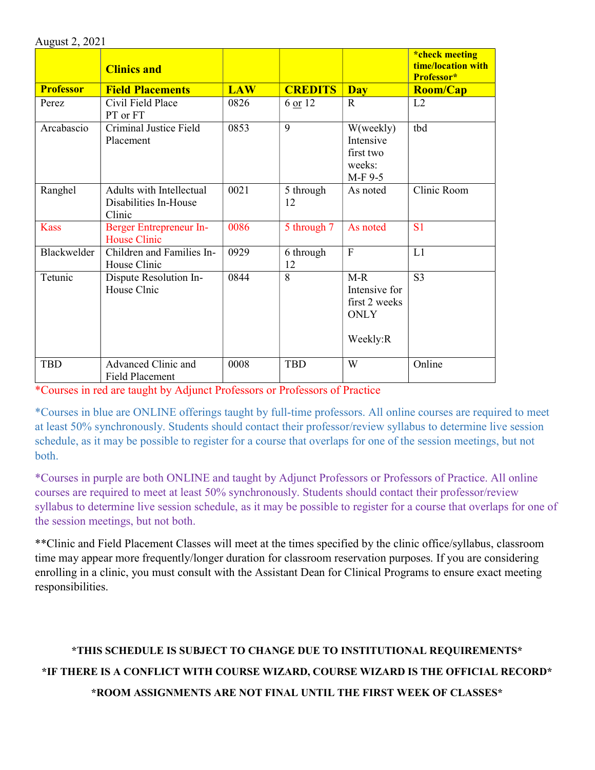August 2, 2021

| Professor | Clinics and Field Placements | LAW | CREDITS | Day | *check meeting time/location with Professor* Room/Cap |
|---|---|---|---|---|---|
| Perez | Civil Field Place PT or FT | 0826 | 6 or 12 | R | L2 |
| Arcabascio | Criminal Justice Field Placement | 0853 | 9 | W(weekly) Intensive first two weeks: M-F 9-5 | tbd |
| Ranghel | Adults with Intellectual Disabilities In-House Clinic | 0021 | 5 through 12 | As noted | Clinic Room |
| Kass | Berger Entrepreneur In-House Clinic | 0086 | 5 through 7 | As noted | S1 |
| Blackwelder | Children and Families In-House Clinic | 0929 | 6 through 12 | F | L1 |
| Tetunic | Dispute Resolution In-House Clnic | 0844 | 8 | M-R Intensive for first 2 weeks ONLY<br><br>Weekly:R | S3 |
| TBD | Advanced Clinic and Field Placement | 0008 | TBD | W | Online |

*Courses in red are taught by Adjunct Professors or Professors of Practice

*Courses in blue are ONLINE offerings taught by full-time professors. All online courses are required to meet at least 50% synchronously. Students should contact their professor/review syllabus to determine live session schedule, as it may be possible to register for a course that overlaps for one of the session meetings, but not both.

*Courses in purple are both ONLINE and taught by Adjunct Professors or Professors of Practice. All online courses are required to meet at least 50% synchronously. Students should contact their professor/review syllabus to determine live session schedule, as it may be possible to register for a course that overlaps for one of the session meetings, but not both.

**Clinic and Field Placement Classes will meet at the times specified by the clinic office/syllabus, classroom time may appear more frequently/longer duration for classroom reservation purposes. If you are considering enrolling in a clinic, you must consult with the Assistant Dean for Clinical Programs to ensure exact meeting responsibilities.

**\*THIS SCHEDULE IS SUBJECT TO CHANGE DUE TO INSTITUTIONAL REQUIREMENTS\***

**\*IF THERE IS A CONFLICT WITH COURSE WIZARD, COURSE WIZARD IS THE OFFICIAL RECORD\***

**\*ROOM ASSIGNMENTS ARE NOT FINAL UNTIL THE FIRST WEEK OF CLASSES\***